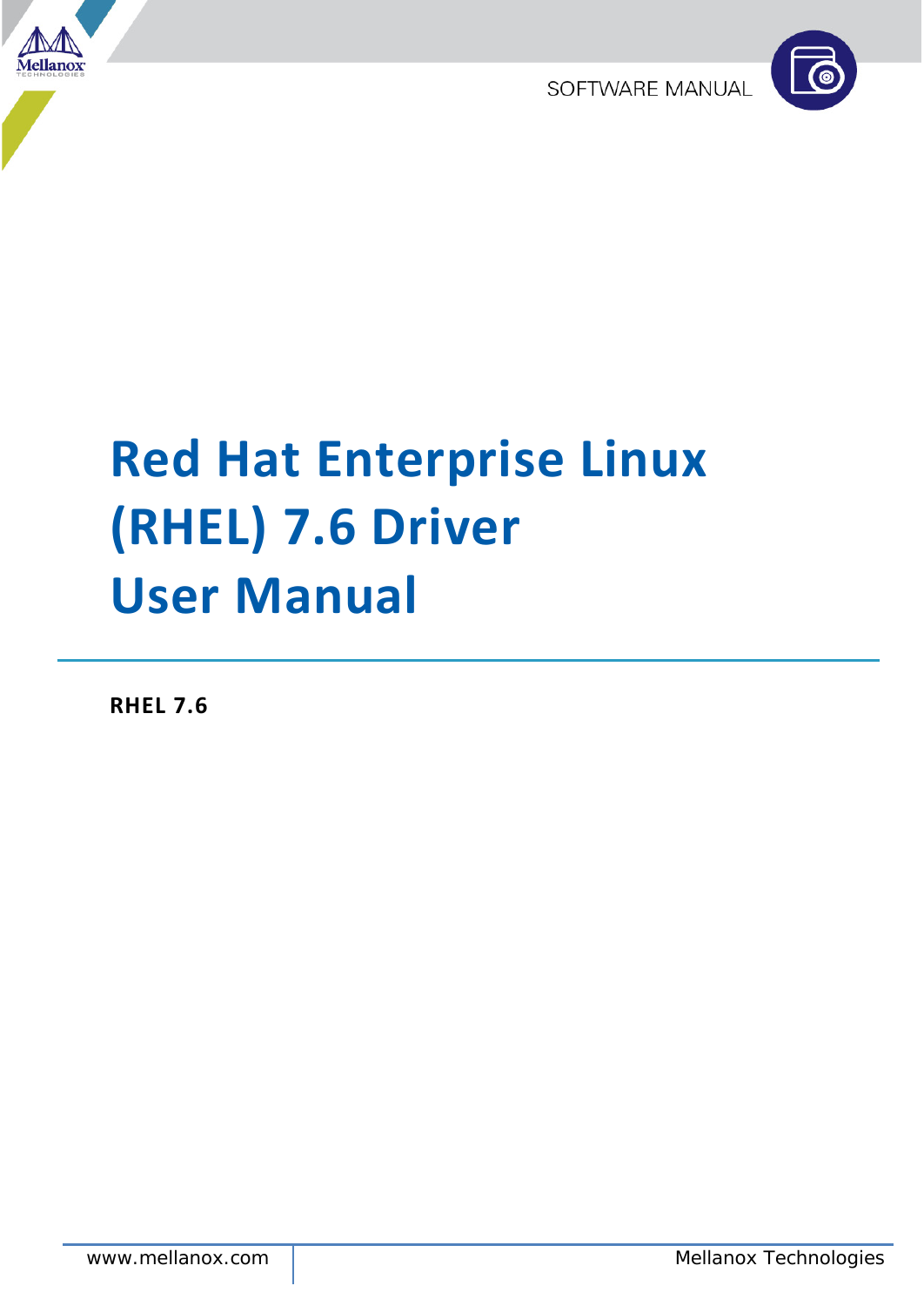SOFTWARE MANUAL

# Red Hat Enterprise Linux (RHEL) 7.6 Driver User Manual

**RHEL 7.6**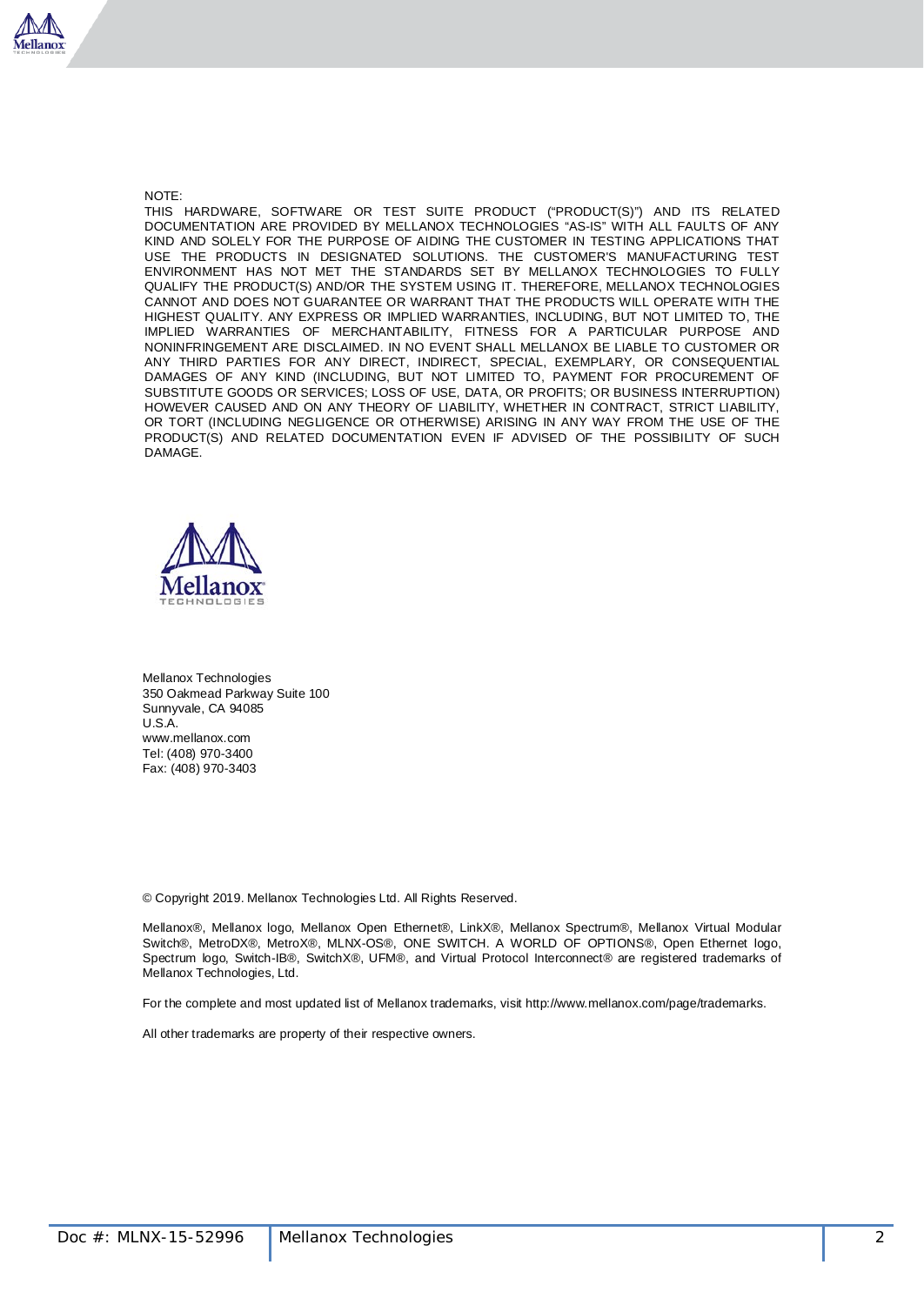NOTE:

THIS HARDWARE, SOFTWARE OR TEST SUITE PRODUCT ("PRODUCT(S)") AND ITS RELATED DOCUMENTATION ARE PROVIDED BY MELLANOX TECHNOLOGIES "AS-IS" WITH ALL FAULTS OF ANY KIND AND SOLELY FOR THE PURPOSE OF AIDING THE CUSTOMER IN TESTING APPLICATIONS THAT USE THE PRODUCTS IN DESIGNATED SOLUTIONS. THE CUSTOMER'S MANUFACTURING TEST ENVIRONMENT HAS NOT MET THE STANDARDS SET BY MELLANOX TECHNOLOGIES TO FULLY QUALIFY THE PRODUCT(S) AND/OR THE SYSTEM USING IT. THEREFORE, MELLANOX TECHNOLOGIES CANNOT AND DOES NOT GUARANTEE OR WARRANT THAT THE PRODUCTS WILL OPERATE WITH THE HIGHEST QUALITY. ANY EXPRESS OR IMPLIED WARRANTIES, INCLUDING, BUT NOT LIMITED TO, THE IMPLIED WARRANTIES OF MERCHANTABILITY, FITNESS FOR A PARTICULAR PURPOSE AND NONINFRINGEMENT ARE DISCLAIMED. IN NO EVENT SHALL MELLANOX BE LIABLE TO CUSTOMER OR ANY THIRD PARTIES FOR ANY DIRECT, INDIRECT, SPECIAL, EXEMPLARY, OR CONSEQUENTIAL DAMAGES OF ANY KIND (INCLUDING, BUT NOT LIMITED TO, PAYMENT FOR PROCUREMENT OF SUBSTITUTE GOODS OR SERVICES; LOSS OF USE, DATA, OR PROFITS; OR BUSINESS INTERRUPTION) HOWEVER CAUSED AND ON ANY THEORY OF LIABILITY, WHETHER IN CONTRACT, STRICT LIABILITY, OR TORT (INCLUDING NEGLIGENCE OR OTHERWISE) ARISING IN ANY WAY FROM THE USE OF THE PRODUCT(S) AND RELATED DOCUMENTATION EVEN IF ADVISED OF THE POSSIBILITY OF SUCH DAMAGE.

Mellanox Technologies
350 Oakmead Parkway Suite 100
Sunnyvale, CA 94085
U.S.A.
www.mellanox.com
Tel: (408) 970-3400
Fax: (408) 970-3403

© Copyright 2019. Mellanox Technologies Ltd. All Rights Reserved.

Mellanox®, Mellanox logo, Mellanox Open Ethernet®, LinkX®, Mellanox Spectrum®, Mellanox Virtual Modular Switch®, MetroDX®, MetroX®, MLNX-OS®, ONE SWITCH. A WORLD OF OPTIONS®, Open Ethernet logo, Spectrum logo, Switch-IB®, SwitchX®, UFM®, and Virtual Protocol Interconnect® are registered trademarks of Mellanox Technologies, Ltd.

For the complete and most updated list of Mellanox trademarks, visit http://www.mellanox.com/page/trademarks.

All other trademarks are property of their respective owners.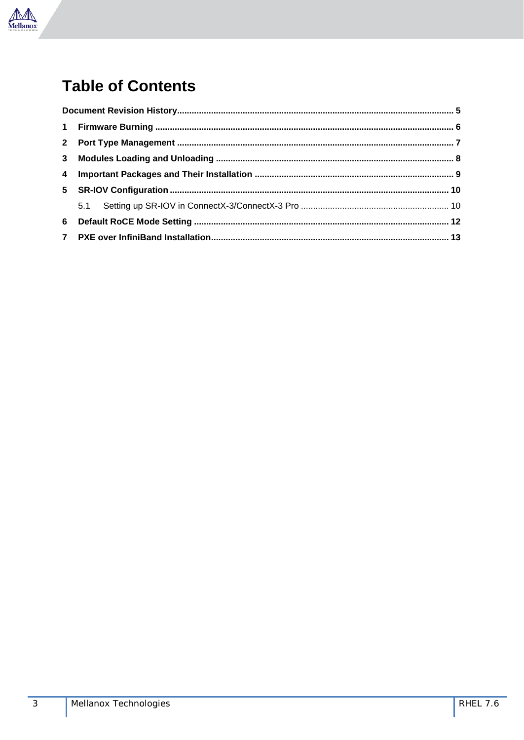# Table of Contents

**Document Revision History** ........................................................................................................ 5

**1 Firmware Burning** ..................................................................................................................... 6

**2 Port Type Management** ............................................................................................................ 7

**3 Modules Loading and Unloading** ............................................................................................ 8

**4 Important Packages and Their Installation** ............................................................................ 9

**5 SR-IOV Configuration** ............................................................................................................. 10

5.1 Setting up SR-IOV in ConnectX-3/ConnectX-3 Pro ............................................................ 10

**6 Default RoCE Mode Setting** ................................................................................................... 12

**7 PXE over InfiniBand Installation** ........................................................................................... 13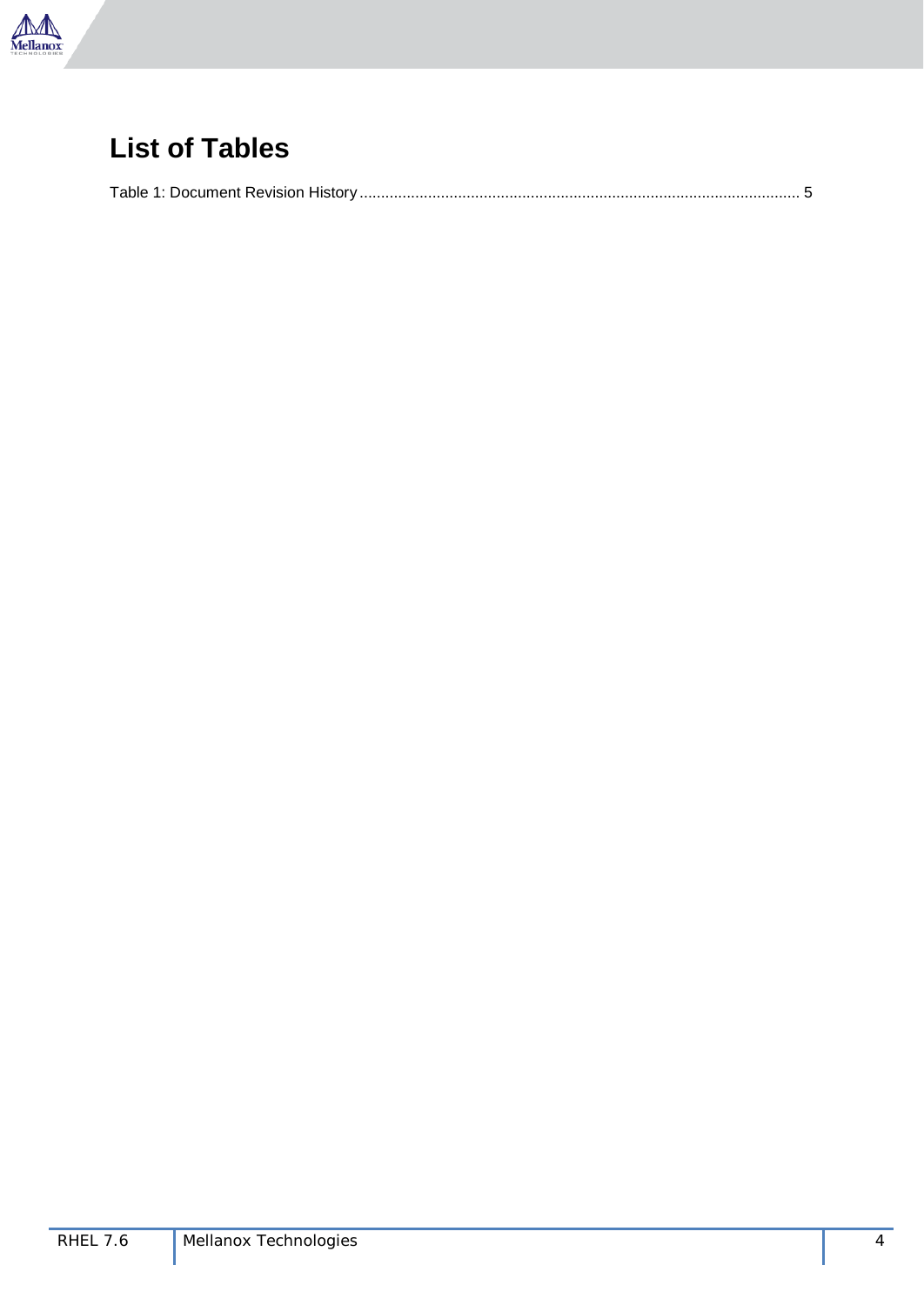# List of Tables

Table 1: Document Revision History ...................................................................................................... 5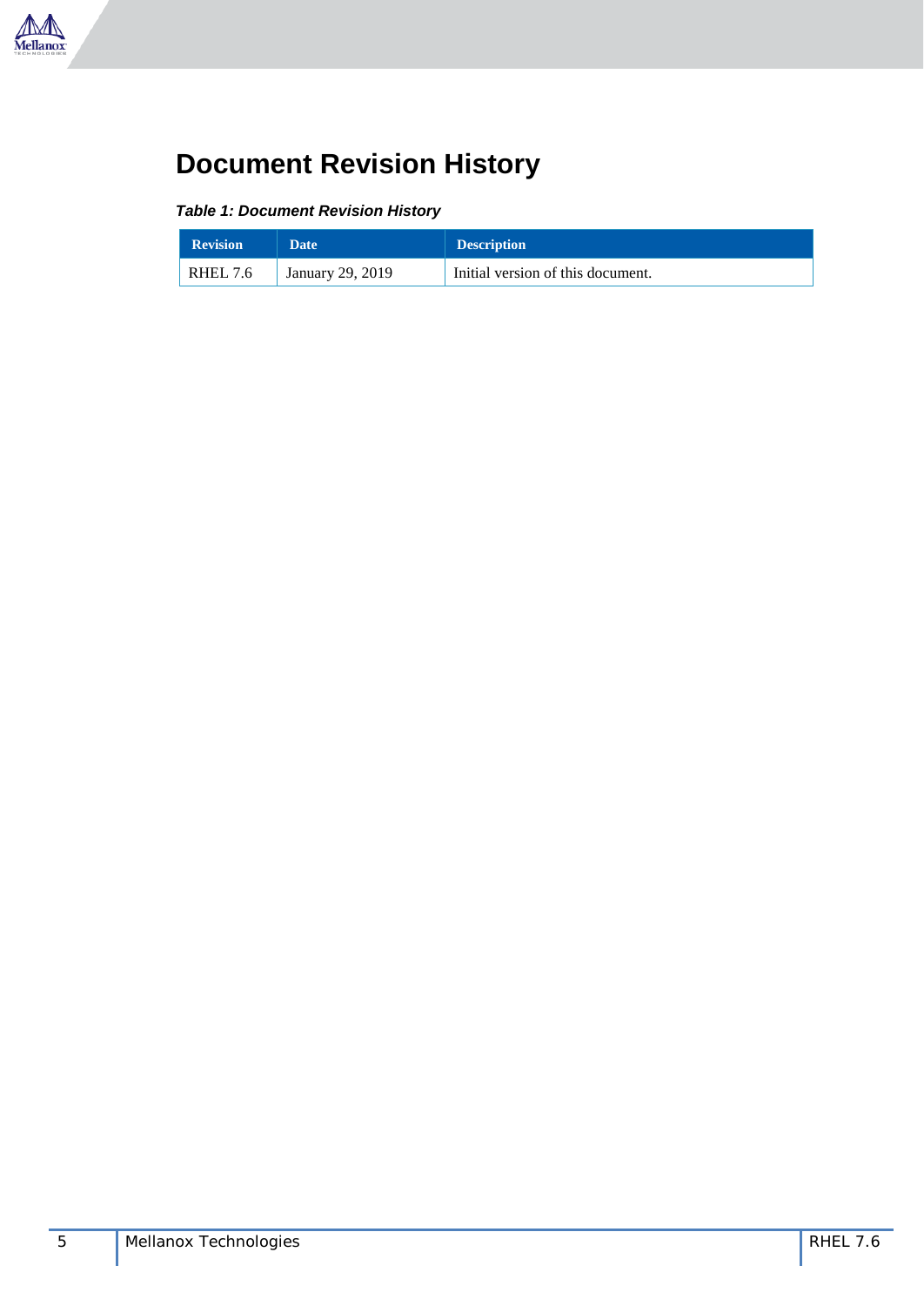# Document Revision History

***Table 1: Document Revision History***

| Revision | Date | Description |
|---|---|---|
| RHEL 7.6 | January 29, 2019 | Initial version of this document. |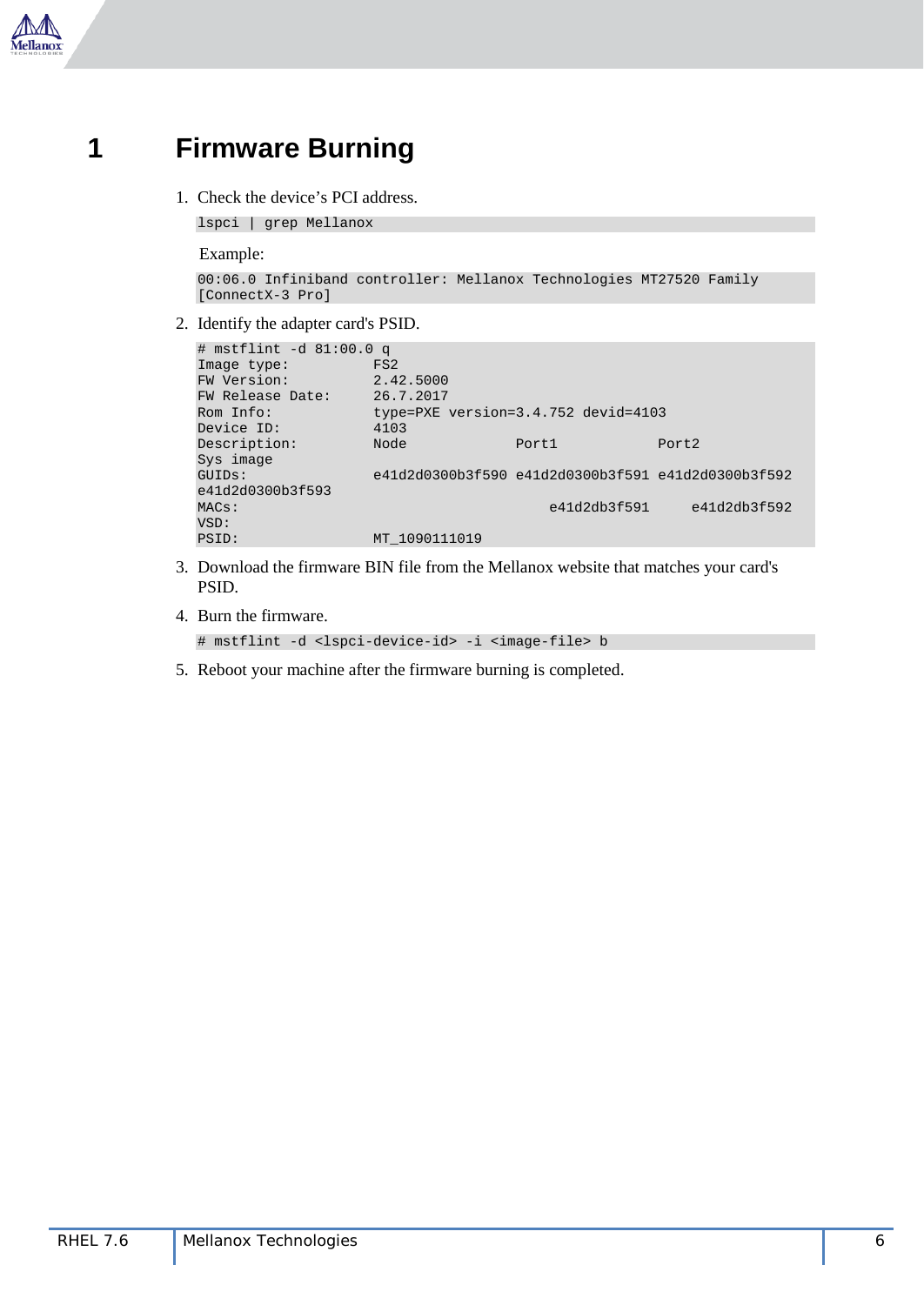# 1 Firmware Burning

1. Check the device's PCI address.

   ```
   lspci | grep Mellanox
   ```

   Example:

   ```
   00:06.0 Infiniband controller: Mellanox Technologies MT27520 Family
   [ConnectX-3 Pro]
   ```

2. Identify the adapter card's PSID.

   ```
   # mstflint -d 81:00.0 q
   Image type:          FS2
   FW Version:          2.42.5000
   FW Release Date:     26.7.2017
   Rom Info:            type=PXE version=3.4.752 devid=4103
   Device ID:           4103
   Description:         Node             Port1            Port2
   Sys image
   GUIDs:               e41d2d0300b3f590 e41d2d0300b3f591 e41d2d0300b3f592
   e41d2d0300b3f593
   MACs:                                    e41d2db3f591     e41d2db3f592
   VSD:
   PSID:                MT_1090111019
   ```

3. Download the firmware BIN file from the Mellanox website that matches your card's PSID.

4. Burn the firmware.

   ```
   # mstflint -d <lspci-device-id> -i <image-file> b
   ```

5. Reboot your machine after the firmware burning is completed.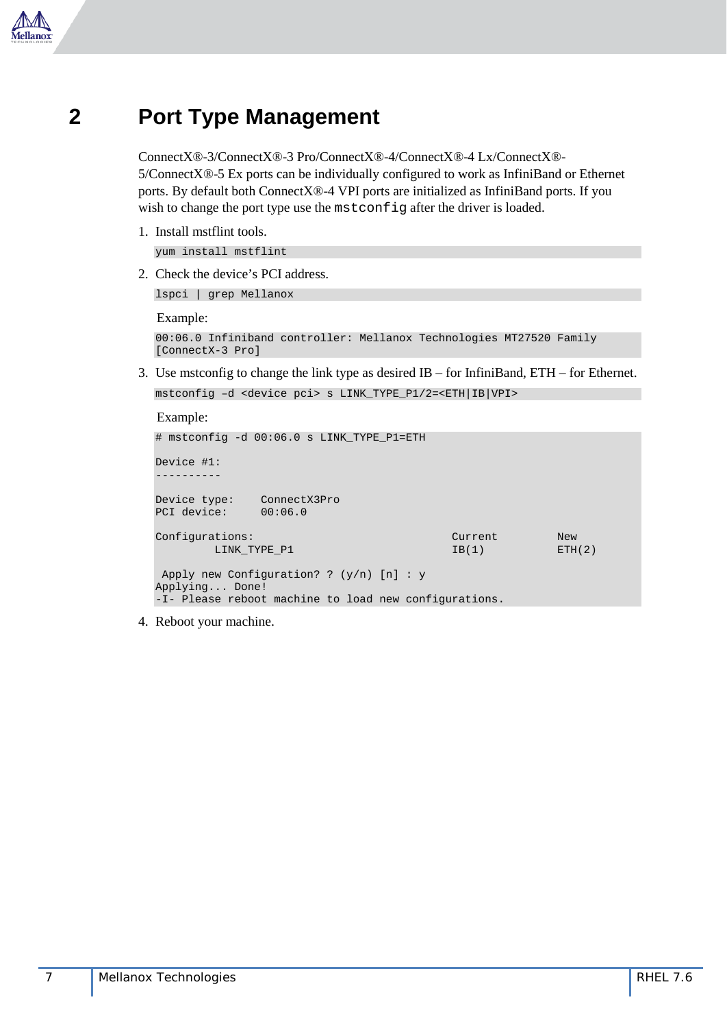# 2 Port Type Management

ConnectX®-3/ConnectX®-3 Pro/ConnectX®-4/ConnectX®-4 Lx/ConnectX®-5/ConnectX®-5 Ex ports can be individually configured to work as InfiniBand or Ethernet ports. By default both ConnectX®-4 VPI ports are initialized as InfiniBand ports. If you wish to change the port type use the `mstconfig` after the driver is loaded.

1. Install mstflint tools.

   ```
   yum install mstflint
   ```

2. Check the device's PCI address.

   ```
   lspci | grep Mellanox
   ```

   Example:

   ```
   00:06.0 Infiniband controller: Mellanox Technologies MT27520 Family
   [ConnectX-3 Pro]
   ```

3. Use mstconfig to change the link type as desired IB – for InfiniBand, ETH – for Ethernet.

   ```
   mstconfig –d <device pci> s LINK_TYPE_P1/2=<ETH|IB|VPI>
   ```

   Example:

   ```
   # mstconfig -d 00:06.0 s LINK_TYPE_P1=ETH

   Device #1:
   ----------

   Device type:    ConnectX3Pro
   PCI device:     00:06.0

   Configurations:                             Current         New
            LINK_TYPE_P1                       IB(1)           ETH(2)

    Apply new Configuration? ? (y/n) [n] : y
   Applying... Done!
   -I- Please reboot machine to load new configurations.
   ```

4. Reboot your machine.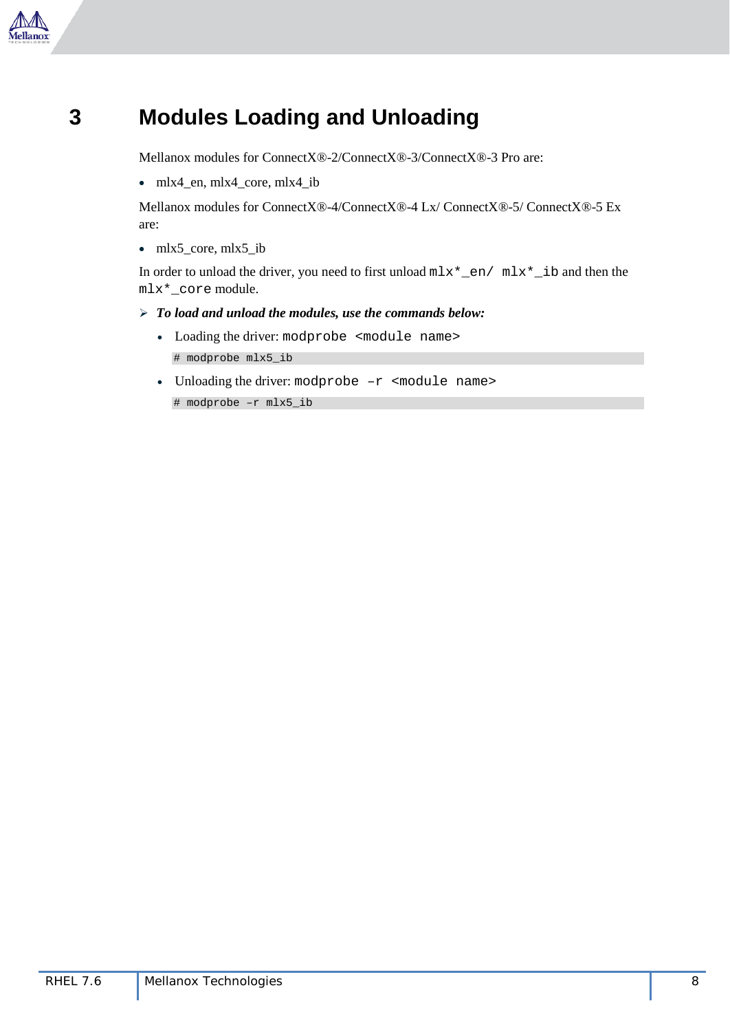# 3 Modules Loading and Unloading

Mellanox modules for ConnectX®-2/ConnectX®-3/ConnectX®-3 Pro are:

- mlx4_en, mlx4_core, mlx4_ib

Mellanox modules for ConnectX®-4/ConnectX®-4 Lx/ ConnectX®-5/ ConnectX®-5 Ex are:

- mlx5_core, mlx5_ib

In order to unload the driver, you need to first unload `mlx*_en/ mlx*_ib` and then the `mlx*_core` module.

➢ ***To load and unload the modules, use the commands below:***

- Loading the driver: `modprobe <module name>`

```
# modprobe mlx5_ib
```

- Unloading the driver: `modprobe –r <module name>`

```
# modprobe –r mlx5_ib
```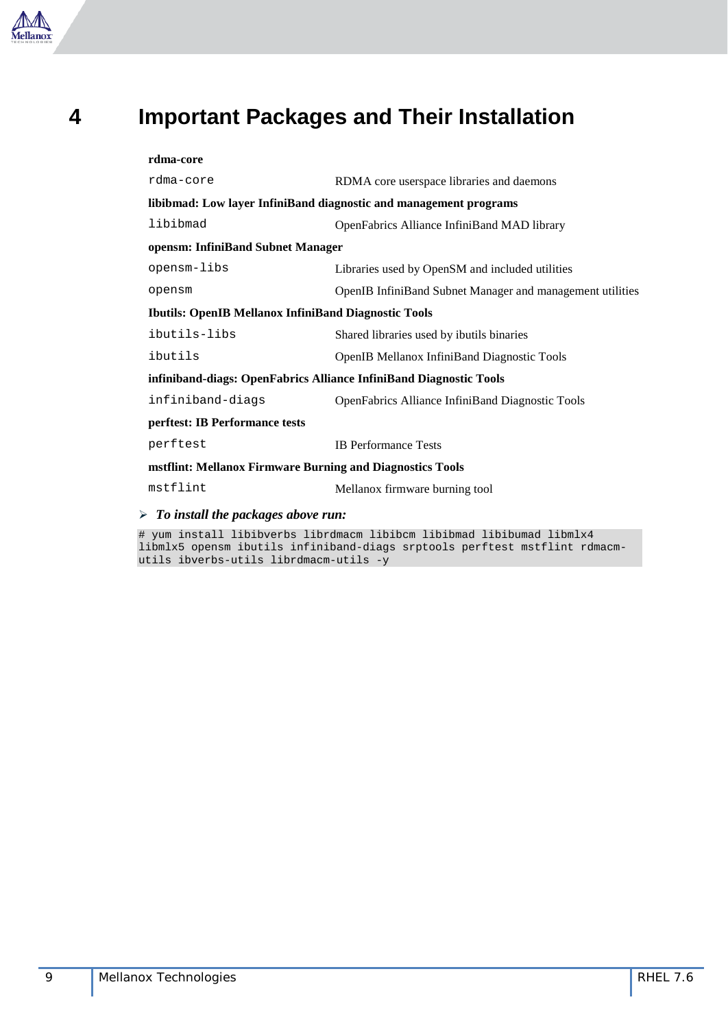# 4 Important Packages and Their Installation

| | |
|---|---|
| **rdma-core** | |
| `rdma-core` | RDMA core userspace libraries and daemons |
| **libibmad: Low layer InfiniBand diagnostic and management programs** | |
| `libibmad` | OpenFabrics Alliance InfiniBand MAD library |
| **opensm: InfiniBand Subnet Manager** | |
| `opensm-libs` | Libraries used by OpenSM and included utilities |
| `opensm` | OpenIB InfiniBand Subnet Manager and management utilities |
| **Ibutils: OpenIB Mellanox InfiniBand Diagnostic Tools** | |
| `ibutils-libs` | Shared libraries used by ibutils binaries |
| `ibutils` | OpenIB Mellanox InfiniBand Diagnostic Tools |
| **infiniband-diags: OpenFabrics Alliance InfiniBand Diagnostic Tools** | |
| `infiniband-diags` | OpenFabrics Alliance InfiniBand Diagnostic Tools |
| **perftest: IB Performance tests** | |
| `perftest` | IB Performance Tests |
| **mstflint: Mellanox Firmware Burning and Diagnostics Tools** | |
| `mstflint` | Mellanox firmware burning tool |

➢ ***To install the packages above run:***

```
# yum install libibverbs librdmacm libibcm libibmad libibumad libmlx4
libmlx5 opensm ibutils infiniband-diags srptools perftest mstflint rdmacm-
utils ibverbs-utils librdmacm-utils -y
```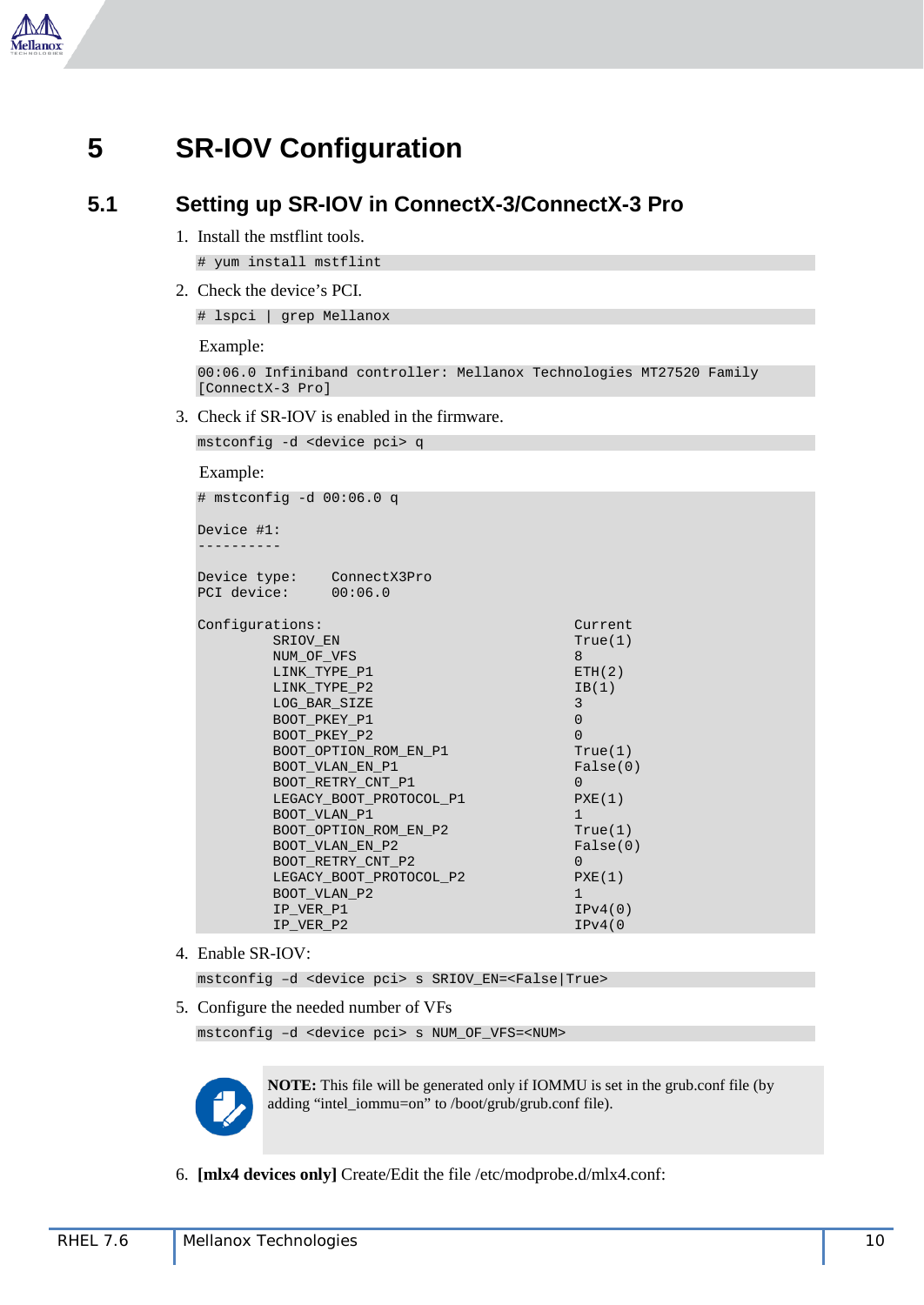# 5 SR-IOV Configuration

## 5.1 Setting up SR-IOV in ConnectX-3/ConnectX-3 Pro

1. Install the mstflint tools.

```
# yum install mstflint
```

2. Check the device's PCI.

```
# lspci | grep Mellanox
```

Example:

```
00:06.0 Infiniband controller: Mellanox Technologies MT27520 Family
[ConnectX-3 Pro]
```

3. Check if SR-IOV is enabled in the firmware.

```
mstconfig -d <device pci> q
```

Example:

```
# mstconfig -d 00:06.0 q

Device #1:
----------

Device type:    ConnectX3Pro
PCI device:     00:06.0

Configurations:                                    Current
         SRIOV_EN                                  True(1)
         NUM_OF_VFS                                8
         LINK_TYPE_P1                              ETH(2)
         LINK_TYPE_P2                              IB(1)
         LOG_BAR_SIZE                              3
         BOOT_PKEY_P1                              0
         BOOT_PKEY_P2                              0
         BOOT_OPTION_ROM_EN_P1                     True(1)
         BOOT_VLAN_EN_P1                           False(0)
         BOOT_RETRY_CNT_P1                         0
         LEGACY_BOOT_PROTOCOL_P1                   PXE(1)
         BOOT_VLAN_P1                              1
         BOOT_OPTION_ROM_EN_P2                     True(1)
         BOOT_VLAN_EN_P2                           False(0)
         BOOT_RETRY_CNT_P2                         0
         LEGACY_BOOT_PROTOCOL_P2                   PXE(1)
         BOOT_VLAN_P2                              1
         IP_VER_P1                                 IPv4(0)
         IP_VER_P2                                 IPv4(0
```

4. Enable SR-IOV:

```
mstconfig –d <device pci> s SRIOV_EN=<False|True>
```

5. Configure the needed number of VFs

```
mstconfig –d <device pci> s NUM_OF_VFS=<NUM>
```

**NOTE:** This file will be generated only if IOMMU is set in the grub.conf file (by adding “intel_iommu=on” to /boot/grub/grub.conf file).

6. **[mlx4 devices only]** Create/Edit the file /etc/modprobe.d/mlx4.conf: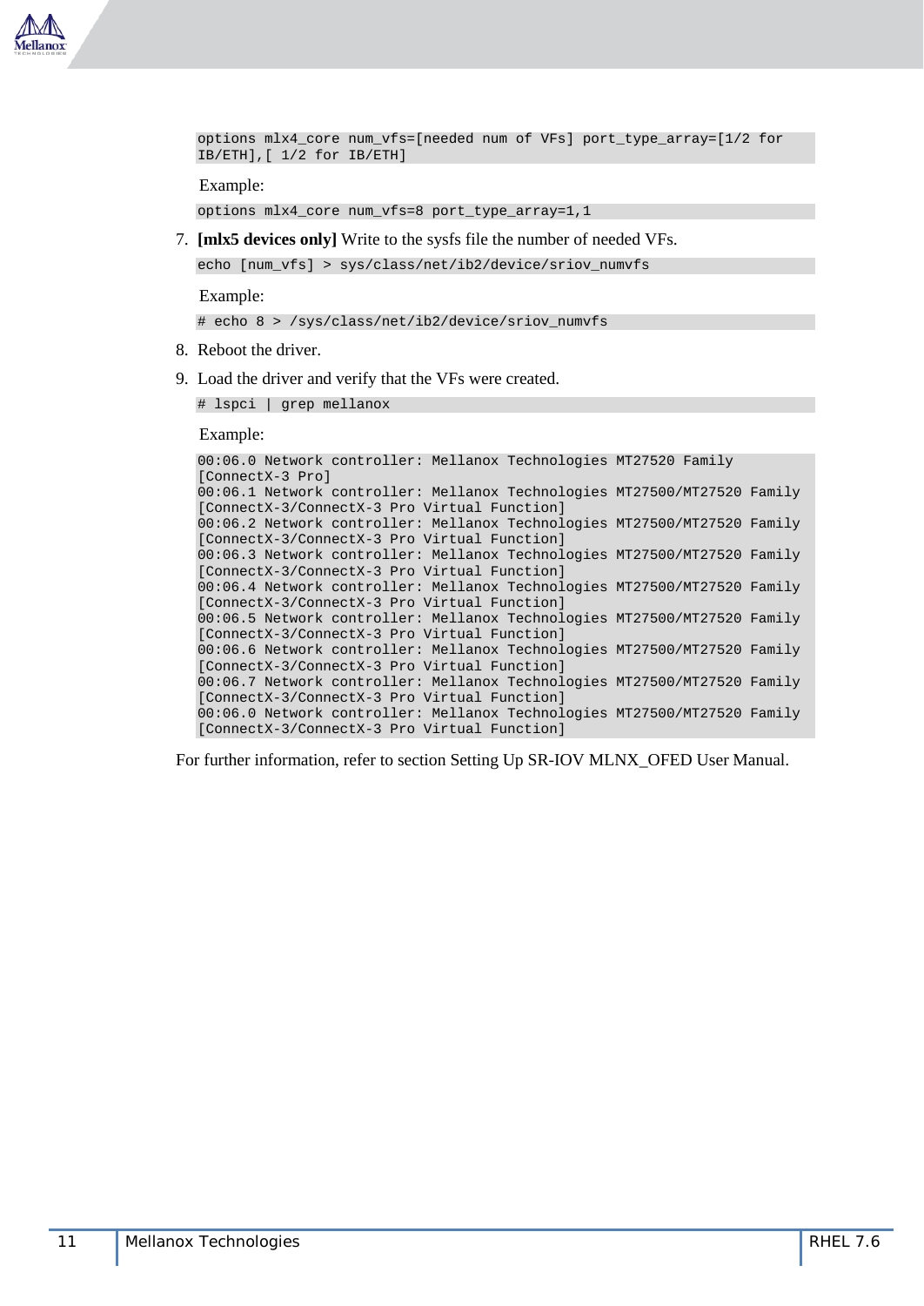```
options mlx4_core num_vfs=[needed num of VFs] port_type_array=[1/2 for 
IB/ETH],[ 1/2 for IB/ETH]
```

Example:

```
options mlx4_core num_vfs=8 port_type_array=1,1
```

7. **[mlx5 devices only]** Write to the sysfs file the number of needed VFs.

```
echo [num_vfs] > sys/class/net/ib2/device/sriov_numvfs
```

Example:

```
# echo 8 > /sys/class/net/ib2/device/sriov_numvfs
```

8. Reboot the driver.
9. Load the driver and verify that the VFs were created.

```
# lspci | grep mellanox
```

Example:

```
00:06.0 Network controller: Mellanox Technologies MT27520 Family 
[ConnectX-3 Pro]
00:06.1 Network controller: Mellanox Technologies MT27500/MT27520 Family 
[ConnectX-3/ConnectX-3 Pro Virtual Function]
00:06.2 Network controller: Mellanox Technologies MT27500/MT27520 Family 
[ConnectX-3/ConnectX-3 Pro Virtual Function]
00:06.3 Network controller: Mellanox Technologies MT27500/MT27520 Family 
[ConnectX-3/ConnectX-3 Pro Virtual Function]
00:06.4 Network controller: Mellanox Technologies MT27500/MT27520 Family 
[ConnectX-3/ConnectX-3 Pro Virtual Function]
00:06.5 Network controller: Mellanox Technologies MT27500/MT27520 Family 
[ConnectX-3/ConnectX-3 Pro Virtual Function]
00:06.6 Network controller: Mellanox Technologies MT27500/MT27520 Family 
[ConnectX-3/ConnectX-3 Pro Virtual Function]
00:06.7 Network controller: Mellanox Technologies MT27500/MT27520 Family 
[ConnectX-3/ConnectX-3 Pro Virtual Function]
00:06.0 Network controller: Mellanox Technologies MT27500/MT27520 Family 
[ConnectX-3/ConnectX-3 Pro Virtual Function]
```

For further information, refer to section Setting Up SR-IOV MLNX_OFED User Manual.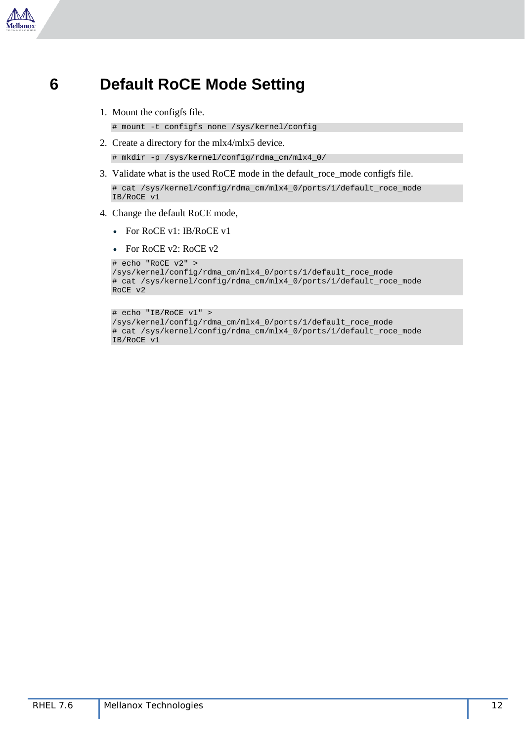# 6 Default RoCE Mode Setting

1. Mount the configfs file.

```
# mount -t configfs none /sys/kernel/config
```

2. Create a directory for the mlx4/mlx5 device.

```
# mkdir -p /sys/kernel/config/rdma_cm/mlx4_0/
```

3. Validate what is the used RoCE mode in the default_roce_mode configfs file.

```
# cat /sys/kernel/config/rdma_cm/mlx4_0/ports/1/default_roce_mode
IB/RoCE v1
```

4. Change the default RoCE mode,
   - For RoCE v1: IB/RoCE v1
   - For RoCE v2: RoCE v2

```
# echo "RoCE v2" >
/sys/kernel/config/rdma_cm/mlx4_0/ports/1/default_roce_mode
# cat /sys/kernel/config/rdma_cm/mlx4_0/ports/1/default_roce_mode
RoCE v2
```

```
# echo "IB/RoCE v1" >
/sys/kernel/config/rdma_cm/mlx4_0/ports/1/default_roce_mode
# cat /sys/kernel/config/rdma_cm/mlx4_0/ports/1/default_roce_mode
IB/RoCE v1
```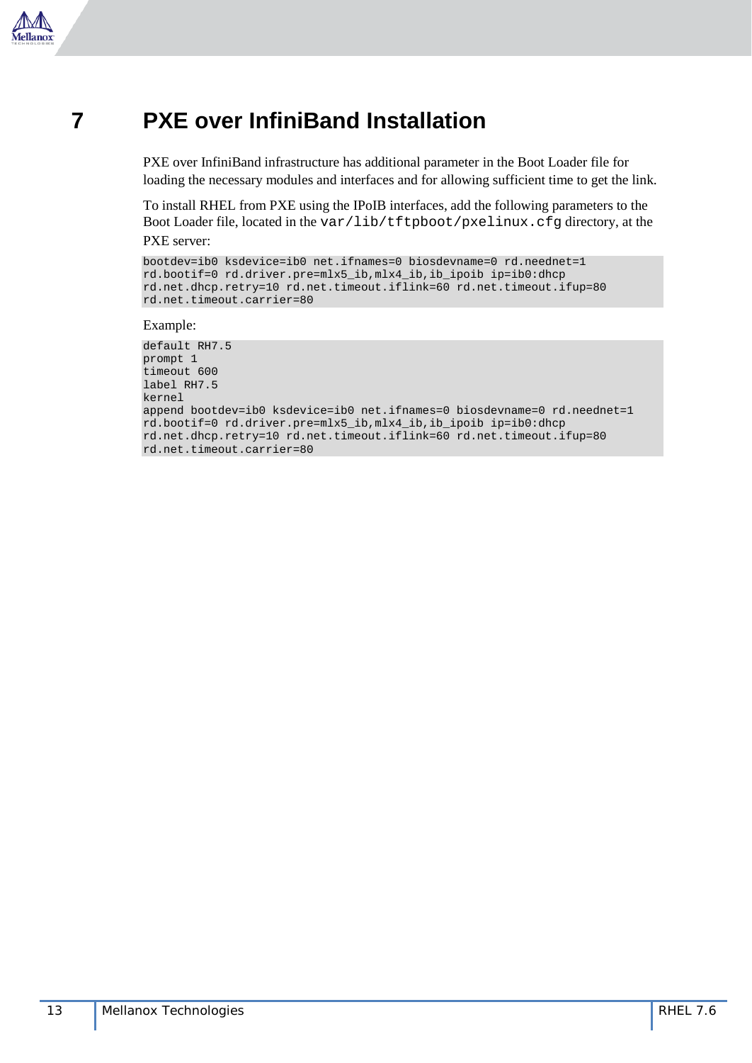# 7 PXE over InfiniBand Installation

PXE over InfiniBand infrastructure has additional parameter in the Boot Loader file for loading the necessary modules and interfaces and for allowing sufficient time to get the link.

To install RHEL from PXE using the IPoIB interfaces, add the following parameters to the Boot Loader file, located in the `var/lib/tftpboot/pxelinux.cfg` directory, at the PXE server:

```
bootdev=ib0 ksdevice=ib0 net.ifnames=0 biosdevname=0 rd.neednet=1
rd.bootif=0 rd.driver.pre=mlx5_ib,mlx4_ib,ib_ipoib ip=ib0:dhcp
rd.net.dhcp.retry=10 rd.net.timeout.iflink=60 rd.net.timeout.ifup=80
rd.net.timeout.carrier=80
```

Example:

```
default RH7.5
prompt 1
timeout 600
label RH7.5
kernel
append bootdev=ib0 ksdevice=ib0 net.ifnames=0 biosdevname=0 rd.neednet=1
rd.bootif=0 rd.driver.pre=mlx5_ib,mlx4_ib,ib_ipoib ip=ib0:dhcp
rd.net.dhcp.retry=10 rd.net.timeout.iflink=60 rd.net.timeout.ifup=80
rd.net.timeout.carrier=80
```